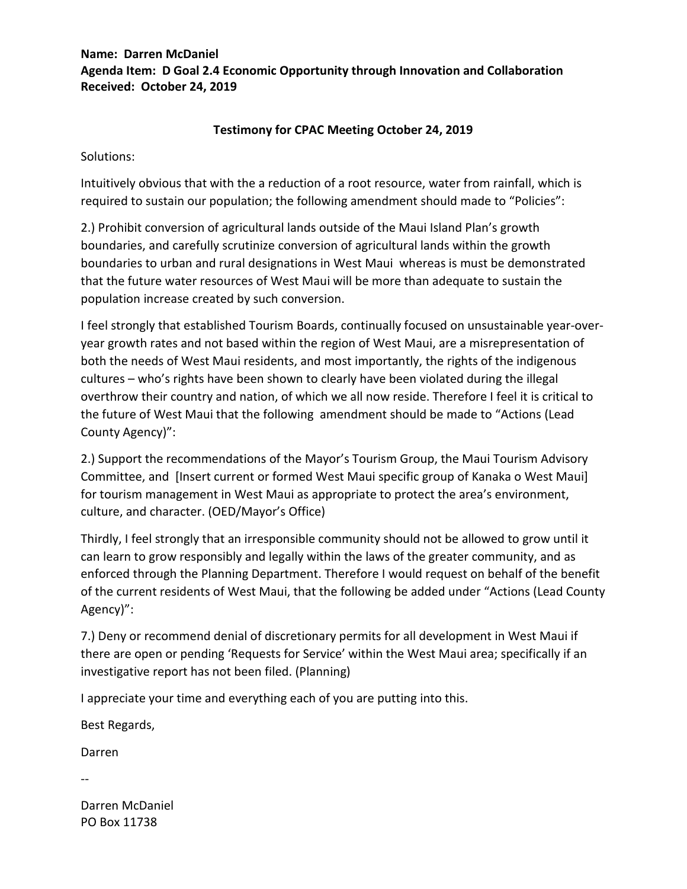**Name: Darren McDaniel**
**Agenda Item: D Goal 2.4 Economic Opportunity through Innovation and Collaboration**
**Received: October 24, 2019**

**Testimony for CPAC Meeting October 24, 2019**

Solutions:

Intuitively obvious that with the a reduction of a root resource, water from rainfall, which is required to sustain our population; the following amendment should made to "Policies":

2.) Prohibit conversion of agricultural lands outside of the Maui Island Plan's growth boundaries, and carefully scrutinize conversion of agricultural lands within the growth boundaries to urban and rural designations in West Maui whereas is must be demonstrated that the future water resources of West Maui will be more than adequate to sustain the population increase created by such conversion.

I feel strongly that established Tourism Boards, continually focused on unsustainable year-over-year growth rates and not based within the region of West Maui, are a misrepresentation of both the needs of West Maui residents, and most importantly, the rights of the indigenous cultures – who's rights have been shown to clearly have been violated during the illegal overthrow their country and nation, of which we all now reside. Therefore I feel it is critical to the future of West Maui that the following amendment should be made to "Actions (Lead County Agency)":

2.) Support the recommendations of the Mayor's Tourism Group, the Maui Tourism Advisory Committee, and [Insert current or formed West Maui specific group of Kanaka o West Maui] for tourism management in West Maui as appropriate to protect the area's environment, culture, and character. (OED/Mayor's Office)

Thirdly, I feel strongly that an irresponsible community should not be allowed to grow until it can learn to grow responsibly and legally within the laws of the greater community, and as enforced through the Planning Department. Therefore I would request on behalf of the benefit of the current residents of West Maui, that the following be added under "Actions (Lead County Agency)":

7.) Deny or recommend denial of discretionary permits for all development in West Maui if there are open or pending 'Requests for Service' within the West Maui area; specifically if an investigative report has not been filed. (Planning)

I appreciate your time and everything each of you are putting into this.

Best Regards,

Darren

--

Darren McDaniel
PO Box 11738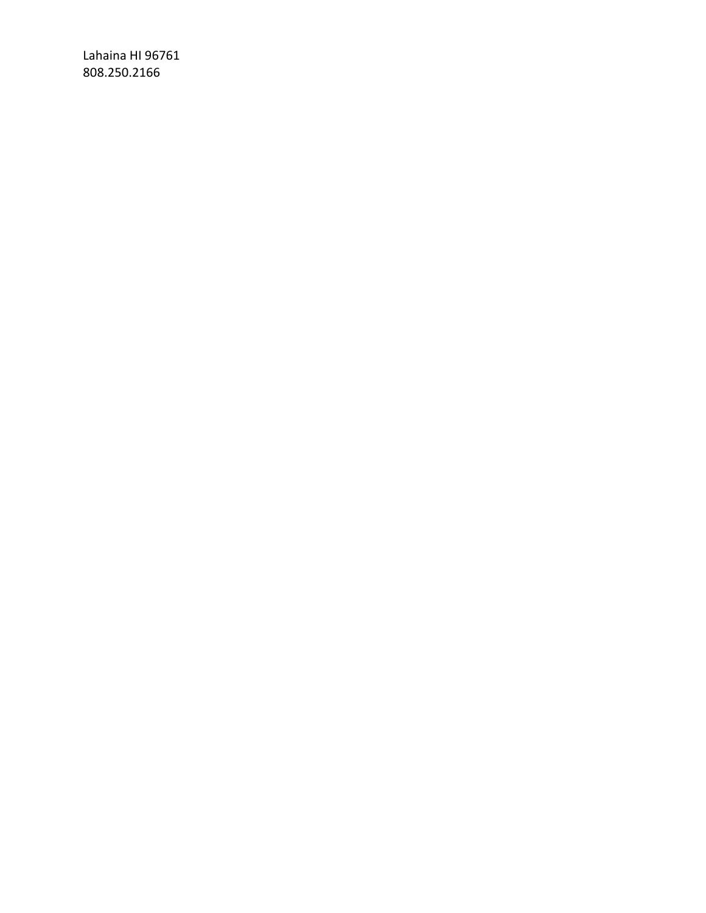Lahaina HI 96761
808.250.2166